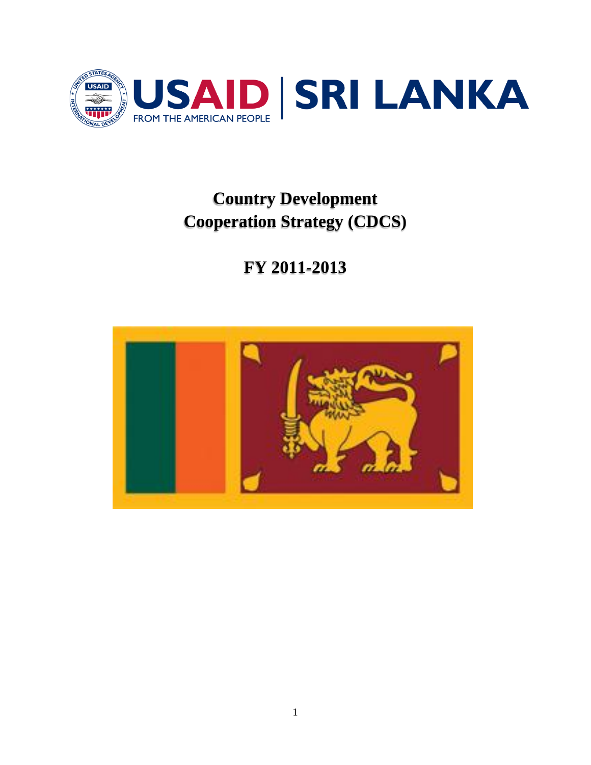USAID | SRI LANKA

FROM THE AMERICAN PEOPLE

# Country Development Cooperation Strategy (CDCS)

## FY 2011-2013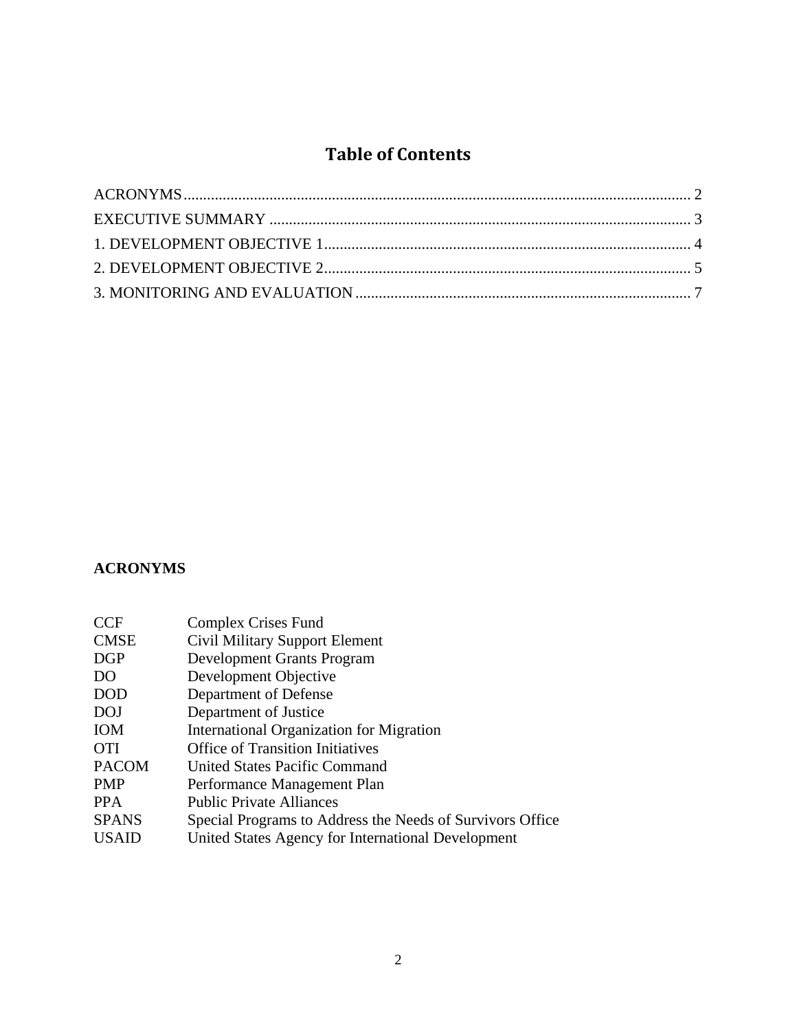## Table of Contents

ACRONYMS ............................................................ 2
EXECUTIVE SUMMARY ............................................................ 3
1. DEVELOPMENT OBJECTIVE 1 ............................................................ 4
2. DEVELOPMENT OBJECTIVE 2 ............................................................ 5
3. MONITORING AND EVALUATION ............................................................ 7

**ACRONYMS**

| | |
|---|---|
| CCF | Complex Crises Fund |
| CMSE | Civil Military Support Element |
| DGP | Development Grants Program |
| DO | Development Objective |
| DOD | Department of Defense |
| DOJ | Department of Justice |
| IOM | International Organization for Migration |
| OTI | Office of Transition Initiatives |
| PACOM | United States Pacific Command |
| PMP | Performance Management Plan |
| PPA | Public Private Alliances |
| SPANS | Special Programs to Address the Needs of Survivors Office |
| USAID | United States Agency for International Development |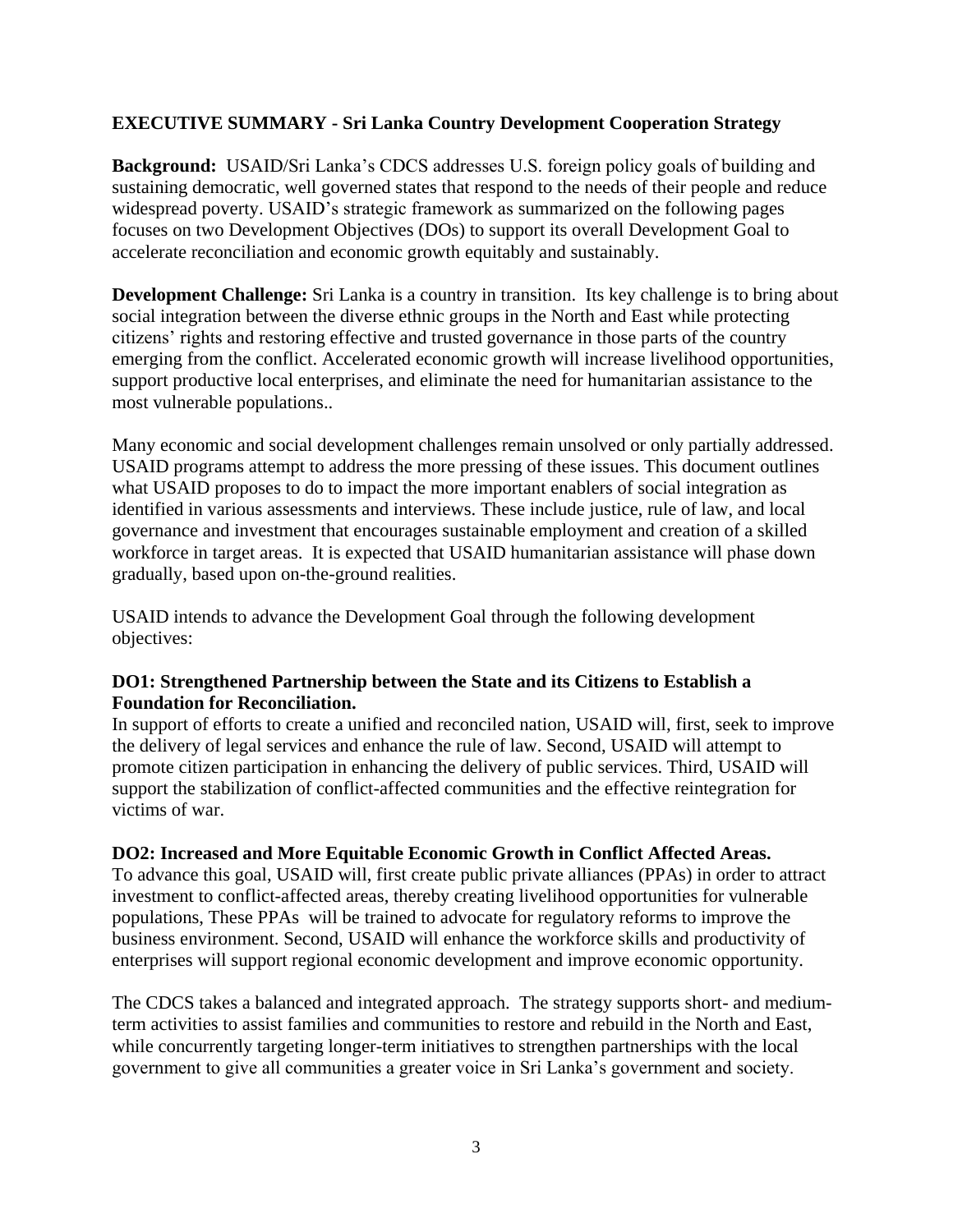**EXECUTIVE SUMMARY - Sri Lanka Country Development Cooperation Strategy**

**Background:** USAID/Sri Lanka's CDCS addresses U.S. foreign policy goals of building and sustaining democratic, well governed states that respond to the needs of their people and reduce widespread poverty. USAID's strategic framework as summarized on the following pages focuses on two Development Objectives (DOs) to support its overall Development Goal to accelerate reconciliation and economic growth equitably and sustainably.

**Development Challenge:** Sri Lanka is a country in transition. Its key challenge is to bring about social integration between the diverse ethnic groups in the North and East while protecting citizens' rights and restoring effective and trusted governance in those parts of the country emerging from the conflict. Accelerated economic growth will increase livelihood opportunities, support productive local enterprises, and eliminate the need for humanitarian assistance to the most vulnerable populations..

Many economic and social development challenges remain unsolved or only partially addressed. USAID programs attempt to address the more pressing of these issues. This document outlines what USAID proposes to do to impact the more important enablers of social integration as identified in various assessments and interviews. These include justice, rule of law, and local governance and investment that encourages sustainable employment and creation of a skilled workforce in target areas. It is expected that USAID humanitarian assistance will phase down gradually, based upon on-the-ground realities.

USAID intends to advance the Development Goal through the following development objectives:

**DO1: Strengthened Partnership between the State and its Citizens to Establish a Foundation for Reconciliation.**

In support of efforts to create a unified and reconciled nation, USAID will, first, seek to improve the delivery of legal services and enhance the rule of law. Second, USAID will attempt to promote citizen participation in enhancing the delivery of public services. Third, USAID will support the stabilization of conflict-affected communities and the effective reintegration for victims of war.

**DO2: Increased and More Equitable Economic Growth in Conflict Affected Areas.**

To advance this goal, USAID will, first create public private alliances (PPAs) in order to attract investment to conflict-affected areas, thereby creating livelihood opportunities for vulnerable populations, These PPAs will be trained to advocate for regulatory reforms to improve the business environment. Second, USAID will enhance the workforce skills and productivity of enterprises will support regional economic development and improve economic opportunity.

The CDCS takes a balanced and integrated approach. The strategy supports short- and medium-term activities to assist families and communities to restore and rebuild in the North and East, while concurrently targeting longer-term initiatives to strengthen partnerships with the local government to give all communities a greater voice in Sri Lanka's government and society.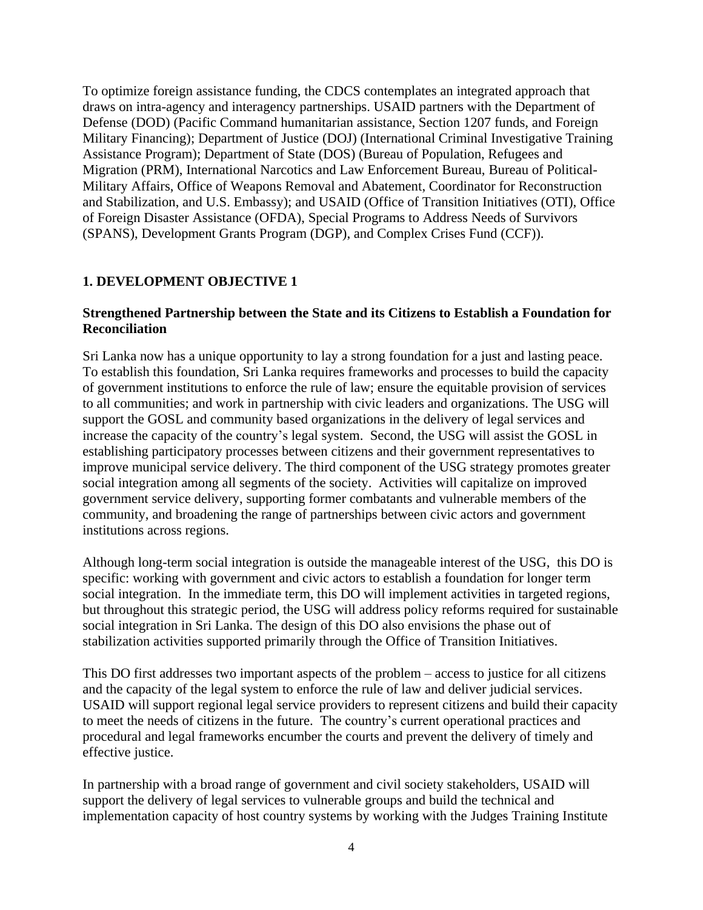To optimize foreign assistance funding, the CDCS contemplates an integrated approach that draws on intra-agency and interagency partnerships. USAID partners with the Department of Defense (DOD) (Pacific Command humanitarian assistance, Section 1207 funds, and Foreign Military Financing); Department of Justice (DOJ) (International Criminal Investigative Training Assistance Program); Department of State (DOS) (Bureau of Population, Refugees and Migration (PRM), International Narcotics and Law Enforcement Bureau, Bureau of Political-Military Affairs, Office of Weapons Removal and Abatement, Coordinator for Reconstruction and Stabilization, and U.S. Embassy); and USAID (Office of Transition Initiatives (OTI), Office of Foreign Disaster Assistance (OFDA), Special Programs to Address Needs of Survivors (SPANS), Development Grants Program (DGP), and Complex Crises Fund (CCF)).

## 1. DEVELOPMENT OBJECTIVE 1

### Strengthened Partnership between the State and its Citizens to Establish a Foundation for Reconciliation

Sri Lanka now has a unique opportunity to lay a strong foundation for a just and lasting peace. To establish this foundation, Sri Lanka requires frameworks and processes to build the capacity of government institutions to enforce the rule of law; ensure the equitable provision of services to all communities; and work in partnership with civic leaders and organizations. The USG will support the GOSL and community based organizations in the delivery of legal services and increase the capacity of the country's legal system. Second, the USG will assist the GOSL in establishing participatory processes between citizens and their government representatives to improve municipal service delivery. The third component of the USG strategy promotes greater social integration among all segments of the society. Activities will capitalize on improved government service delivery, supporting former combatants and vulnerable members of the community, and broadening the range of partnerships between civic actors and government institutions across regions.

Although long-term social integration is outside the manageable interest of the USG, this DO is specific: working with government and civic actors to establish a foundation for longer term social integration. In the immediate term, this DO will implement activities in targeted regions, but throughout this strategic period, the USG will address policy reforms required for sustainable social integration in Sri Lanka. The design of this DO also envisions the phase out of stabilization activities supported primarily through the Office of Transition Initiatives.

This DO first addresses two important aspects of the problem – access to justice for all citizens and the capacity of the legal system to enforce the rule of law and deliver judicial services. USAID will support regional legal service providers to represent citizens and build their capacity to meet the needs of citizens in the future. The country's current operational practices and procedural and legal frameworks encumber the courts and prevent the delivery of timely and effective justice.

In partnership with a broad range of government and civil society stakeholders, USAID will support the delivery of legal services to vulnerable groups and build the technical and implementation capacity of host country systems by working with the Judges Training Institute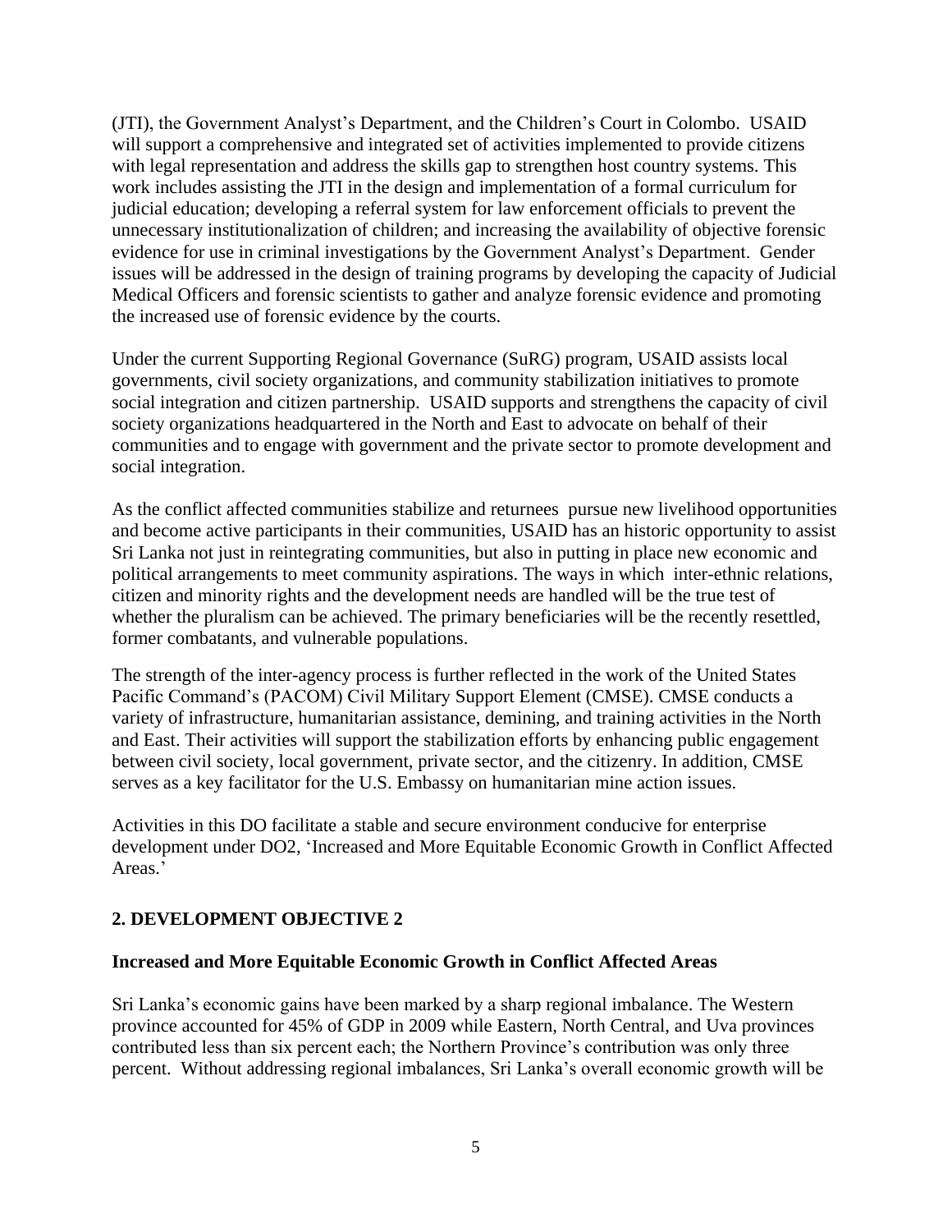(JTI), the Government Analyst's Department, and the Children's Court in Colombo. USAID will support a comprehensive and integrated set of activities implemented to provide citizens with legal representation and address the skills gap to strengthen host country systems. This work includes assisting the JTI in the design and implementation of a formal curriculum for judicial education; developing a referral system for law enforcement officials to prevent the unnecessary institutionalization of children; and increasing the availability of objective forensic evidence for use in criminal investigations by the Government Analyst's Department. Gender issues will be addressed in the design of training programs by developing the capacity of Judicial Medical Officers and forensic scientists to gather and analyze forensic evidence and promoting the increased use of forensic evidence by the courts.

Under the current Supporting Regional Governance (SuRG) program, USAID assists local governments, civil society organizations, and community stabilization initiatives to promote social integration and citizen partnership. USAID supports and strengthens the capacity of civil society organizations headquartered in the North and East to advocate on behalf of their communities and to engage with government and the private sector to promote development and social integration.

As the conflict affected communities stabilize and returnees pursue new livelihood opportunities and become active participants in their communities, USAID has an historic opportunity to assist Sri Lanka not just in reintegrating communities, but also in putting in place new economic and political arrangements to meet community aspirations. The ways in which inter-ethnic relations, citizen and minority rights and the development needs are handled will be the true test of whether the pluralism can be achieved. The primary beneficiaries will be the recently resettled, former combatants, and vulnerable populations.

The strength of the inter-agency process is further reflected in the work of the United States Pacific Command's (PACOM) Civil Military Support Element (CMSE). CMSE conducts a variety of infrastructure, humanitarian assistance, demining, and training activities in the North and East. Their activities will support the stabilization efforts by enhancing public engagement between civil society, local government, private sector, and the citizenry. In addition, CMSE serves as a key facilitator for the U.S. Embassy on humanitarian mine action issues.

Activities in this DO facilitate a stable and secure environment conducive for enterprise development under DO2, 'Increased and More Equitable Economic Growth in Conflict Affected Areas.'

## 2. DEVELOPMENT OBJECTIVE 2

### Increased and More Equitable Economic Growth in Conflict Affected Areas

Sri Lanka's economic gains have been marked by a sharp regional imbalance. The Western province accounted for 45% of GDP in 2009 while Eastern, North Central, and Uva provinces contributed less than six percent each; the Northern Province's contribution was only three percent. Without addressing regional imbalances, Sri Lanka's overall economic growth will be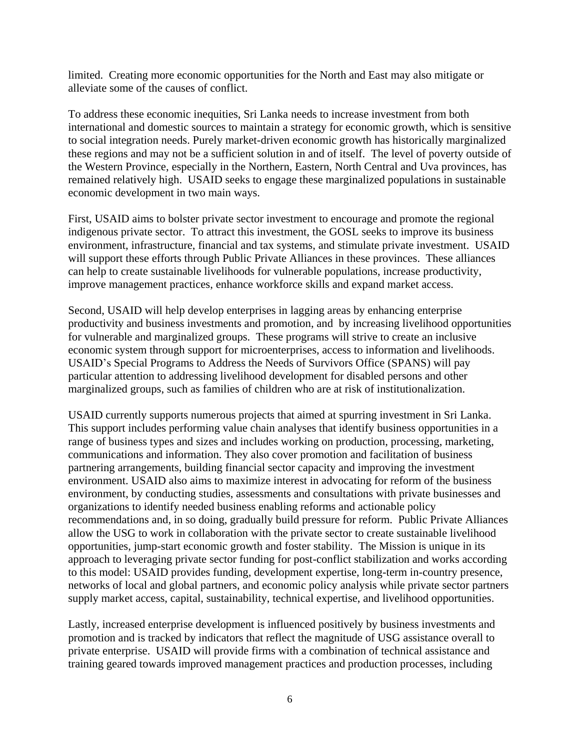limited. Creating more economic opportunities for the North and East may also mitigate or alleviate some of the causes of conflict.

To address these economic inequities, Sri Lanka needs to increase investment from both international and domestic sources to maintain a strategy for economic growth, which is sensitive to social integration needs. Purely market-driven economic growth has historically marginalized these regions and may not be a sufficient solution in and of itself. The level of poverty outside of the Western Province, especially in the Northern, Eastern, North Central and Uva provinces, has remained relatively high. USAID seeks to engage these marginalized populations in sustainable economic development in two main ways.

First, USAID aims to bolster private sector investment to encourage and promote the regional indigenous private sector. To attract this investment, the GOSL seeks to improve its business environment, infrastructure, financial and tax systems, and stimulate private investment. USAID will support these efforts through Public Private Alliances in these provinces. These alliances can help to create sustainable livelihoods for vulnerable populations, increase productivity, improve management practices, enhance workforce skills and expand market access.

Second, USAID will help develop enterprises in lagging areas by enhancing enterprise productivity and business investments and promotion, and by increasing livelihood opportunities for vulnerable and marginalized groups. These programs will strive to create an inclusive economic system through support for microenterprises, access to information and livelihoods. USAID's Special Programs to Address the Needs of Survivors Office (SPANS) will pay particular attention to addressing livelihood development for disabled persons and other marginalized groups, such as families of children who are at risk of institutionalization.

USAID currently supports numerous projects that aimed at spurring investment in Sri Lanka. This support includes performing value chain analyses that identify business opportunities in a range of business types and sizes and includes working on production, processing, marketing, communications and information. They also cover promotion and facilitation of business partnering arrangements, building financial sector capacity and improving the investment environment. USAID also aims to maximize interest in advocating for reform of the business environment, by conducting studies, assessments and consultations with private businesses and organizations to identify needed business enabling reforms and actionable policy recommendations and, in so doing, gradually build pressure for reform. Public Private Alliances allow the USG to work in collaboration with the private sector to create sustainable livelihood opportunities, jump-start economic growth and foster stability. The Mission is unique in its approach to leveraging private sector funding for post-conflict stabilization and works according to this model: USAID provides funding, development expertise, long-term in-country presence, networks of local and global partners, and economic policy analysis while private sector partners supply market access, capital, sustainability, technical expertise, and livelihood opportunities.

Lastly, increased enterprise development is influenced positively by business investments and promotion and is tracked by indicators that reflect the magnitude of USG assistance overall to private enterprise. USAID will provide firms with a combination of technical assistance and training geared towards improved management practices and production processes, including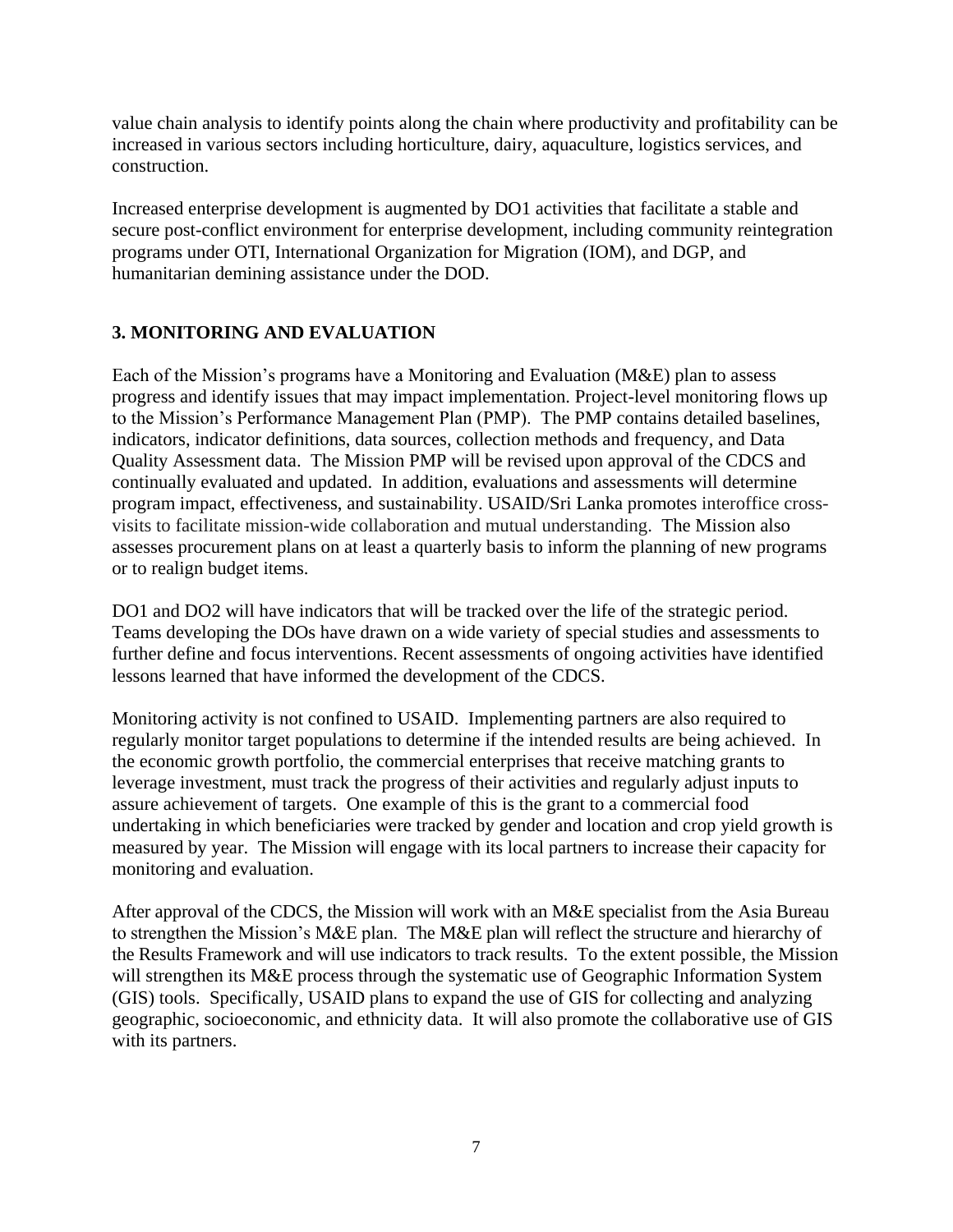value chain analysis to identify points along the chain where productivity and profitability can be increased in various sectors including horticulture, dairy, aquaculture, logistics services, and construction.

Increased enterprise development is augmented by DO1 activities that facilitate a stable and secure post-conflict environment for enterprise development, including community reintegration programs under OTI, International Organization for Migration (IOM), and DGP, and humanitarian demining assistance under the DOD.

## 3. MONITORING AND EVALUATION

Each of the Mission's programs have a Monitoring and Evaluation (M&E) plan to assess progress and identify issues that may impact implementation. Project-level monitoring flows up to the Mission's Performance Management Plan (PMP). The PMP contains detailed baselines, indicators, indicator definitions, data sources, collection methods and frequency, and Data Quality Assessment data. The Mission PMP will be revised upon approval of the CDCS and continually evaluated and updated. In addition, evaluations and assessments will determine program impact, effectiveness, and sustainability. USAID/Sri Lanka promotes interoffice cross-visits to facilitate mission-wide collaboration and mutual understanding. The Mission also assesses procurement plans on at least a quarterly basis to inform the planning of new programs or to realign budget items.

DO1 and DO2 will have indicators that will be tracked over the life of the strategic period. Teams developing the DOs have drawn on a wide variety of special studies and assessments to further define and focus interventions. Recent assessments of ongoing activities have identified lessons learned that have informed the development of the CDCS.

Monitoring activity is not confined to USAID. Implementing partners are also required to regularly monitor target populations to determine if the intended results are being achieved. In the economic growth portfolio, the commercial enterprises that receive matching grants to leverage investment, must track the progress of their activities and regularly adjust inputs to assure achievement of targets. One example of this is the grant to a commercial food undertaking in which beneficiaries were tracked by gender and location and crop yield growth is measured by year. The Mission will engage with its local partners to increase their capacity for monitoring and evaluation.

After approval of the CDCS, the Mission will work with an M&E specialist from the Asia Bureau to strengthen the Mission's M&E plan. The M&E plan will reflect the structure and hierarchy of the Results Framework and will use indicators to track results. To the extent possible, the Mission will strengthen its M&E process through the systematic use of Geographic Information System (GIS) tools. Specifically, USAID plans to expand the use of GIS for collecting and analyzing geographic, socioeconomic, and ethnicity data. It will also promote the collaborative use of GIS with its partners.